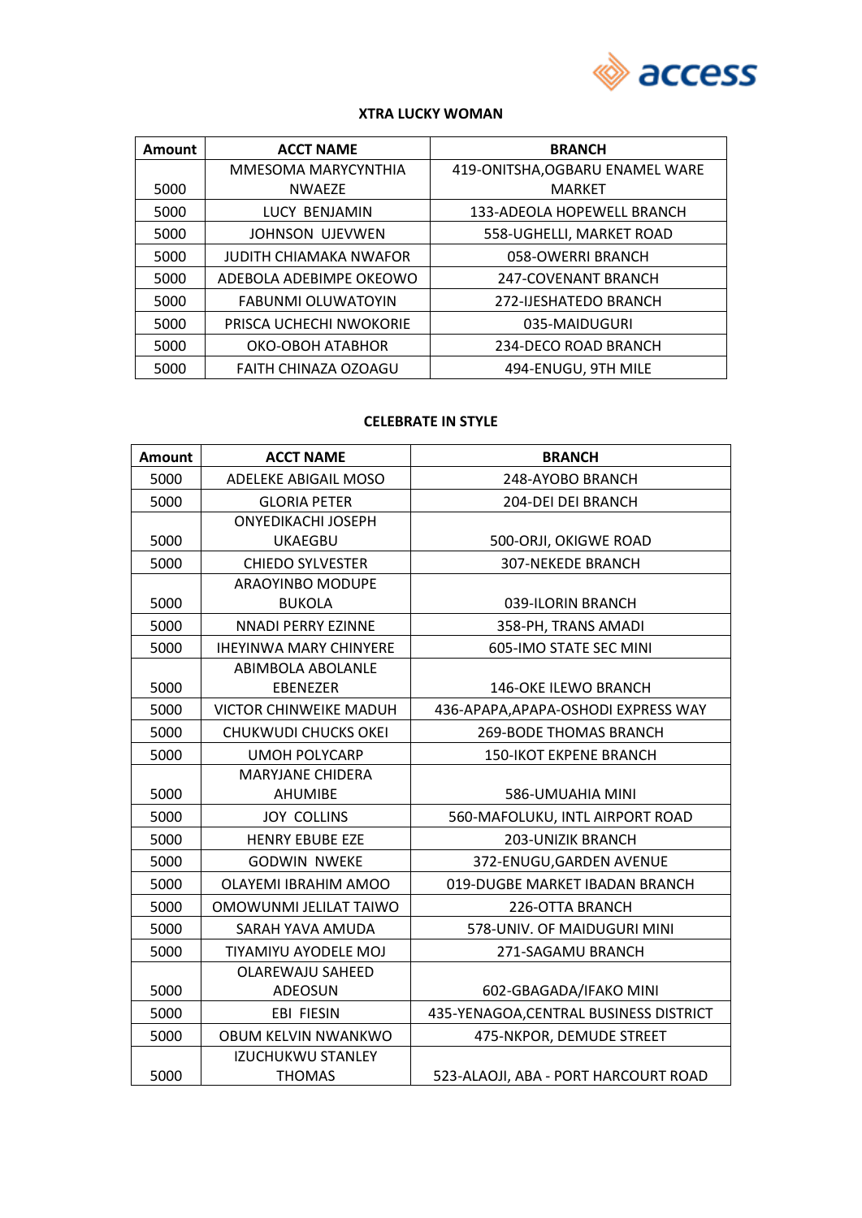access

## XTRA LUCKY WOMAN

| Amount | ACCT NAME | BRANCH |
|---|---|---|
| 5000 | MMESOMA MARYCYNTHIA NWAEZE | 419-ONITSHA,OGBARU ENAMEL WARE MARKET |
| 5000 | LUCY BENJAMIN | 133-ADEOLA HOPEWELL BRANCH |
| 5000 | JOHNSON UJEVWEN | 558-UGHELLI, MARKET ROAD |
| 5000 | JUDITH CHIAMAKA NWAFOR | 058-OWERRI BRANCH |
| 5000 | ADEBOLA ADEBIMPE OKEOWO | 247-COVENANT BRANCH |
| 5000 | FABUNMI OLUWATOYIN | 272-IJESHATEDO BRANCH |
| 5000 | PRISCA UCHECHI NWOKORIE | 035-MAIDUGURI |
| 5000 | OKO-OBOH ATABHOR | 234-DECO ROAD BRANCH |
| 5000 | FAITH CHINAZA OZOAGU | 494-ENUGU, 9TH MILE |

## CELEBRATE IN STYLE

| Amount | ACCT NAME | BRANCH |
|---|---|---|
| 5000 | ADELEKE ABIGAIL MOSO | 248-AYOBO BRANCH |
| 5000 | GLORIA PETER | 204-DEI DEI BRANCH |
| 5000 | ONYEDIKACHI JOSEPH UKAEGBU | 500-ORJI, OKIGWE ROAD |
| 5000 | CHIEDO SYLVESTER | 307-NEKEDE BRANCH |
| 5000 | ARAOYINBO MODUPE BUKOLA | 039-ILORIN BRANCH |
| 5000 | NNADI PERRY EZINNE | 358-PH, TRANS AMADI |
| 5000 | IHEYINWA MARY CHINYERE | 605-IMO STATE SEC MINI |
| 5000 | ABIMBOLA ABOLANLE EBENEZER | 146-OKE ILEWO BRANCH |
| 5000 | VICTOR CHINWEIKE MADUH | 436-APAPA,APAPA-OSHODI EXPRESS WAY |
| 5000 | CHUKWUDI CHUCKS OKEI | 269-BODE THOMAS BRANCH |
| 5000 | UMOH POLYCARP | 150-IKOT EKPENE BRANCH |
| 5000 | MARYJANE CHIDERA AHUMIBE | 586-UMUAHIA MINI |
| 5000 | JOY COLLINS | 560-MAFOLUKU, INTL AIRPORT ROAD |
| 5000 | HENRY EBUBE EZE | 203-UNIZIK BRANCH |
| 5000 | GODWIN NWEKE | 372-ENUGU,GARDEN AVENUE |
| 5000 | OLAYEMI IBRAHIM AMOO | 019-DUGBE MARKET IBADAN BRANCH |
| 5000 | OMOWUNMI JELILAT TAIWO | 226-OTTA BRANCH |
| 5000 | SARAH YAVA AMUDA | 578-UNIV. OF MAIDUGURI MINI |
| 5000 | TIYAMIYU AYODELE MOJ | 271-SAGAMU BRANCH |
| 5000 | OLAREWAJU SAHEED ADEOSUN | 602-GBAGADA/IFAKO MINI |
| 5000 | EBI FIESIN | 435-YENAGOA,CENTRAL BUSINESS DISTRICT |
| 5000 | OBUM KELVIN NWANKWO | 475-NKPOR, DEMUDE STREET |
| 5000 | IZUCHUKWU STANLEY THOMAS | 523-ALAOJI, ABA - PORT HARCOURT ROAD |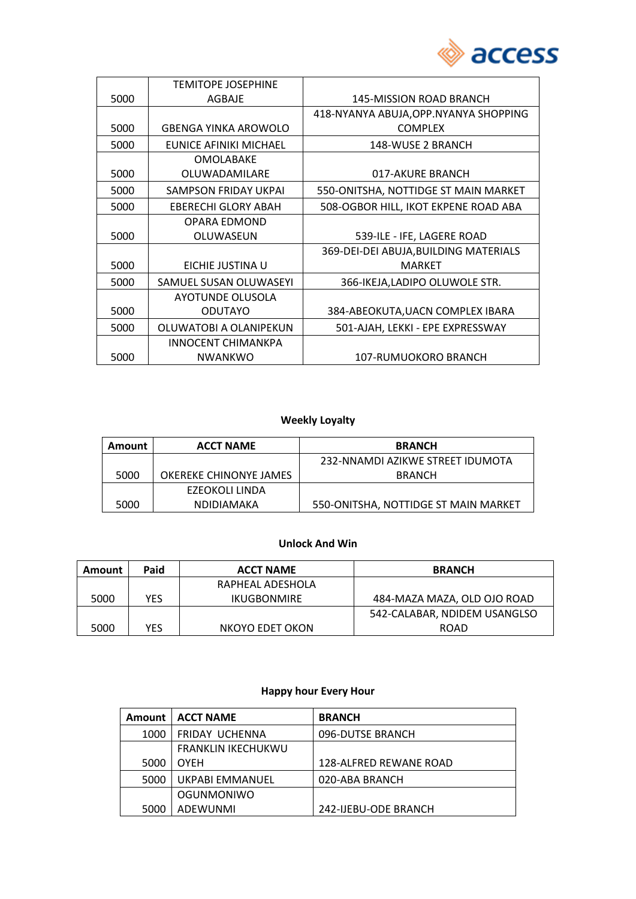| | | |
|---|---|---|
| 5000 | TEMITOPE JOSEPHINE AGBAJE | 145-MISSION ROAD BRANCH |
| 5000 | GBENGA YINKA AROWOLO | 418-NYANYA ABUJA,OPP.NYANYA SHOPPING COMPLEX |
| 5000 | EUNICE AFINIKI MICHAEL | 148-WUSE 2 BRANCH |
| 5000 | OMOLABAKE OLUWADAMILARE | 017-AKURE BRANCH |
| 5000 | SAMPSON FRIDAY UKPAI | 550-ONITSHA, NOTTIDGE ST MAIN MARKET |
| 5000 | EBERECHI GLORY ABAH | 508-OGBOR HILL, IKOT EKPENE ROAD ABA |
| 5000 | OPARA EDMOND OLUWASEUN | 539-ILE - IFE, LAGERE ROAD |
| 5000 | EICHIE JUSTINA U | 369-DEI-DEI ABUJA,BUILDING MATERIALS MARKET |
| 5000 | SAMUEL SUSAN OLUWASEYI | 366-IKEJA,LADIPO OLUWOLE STR. |
| 5000 | AYOTUNDE OLUSOLA ODUTAYO | 384-ABEOKUTA,UACN COMPLEX IBARA |
| 5000 | OLUWATOBI A OLANIPEKUN | 501-AJAH, LEKKI - EPE EXPRESSWAY |
| 5000 | INNOCENT CHIMANKPA NWANKWO | 107-RUMUOKORO BRANCH |

**Weekly Loyalty**

| Amount | ACCT NAME | BRANCH |
|---|---|---|
| 5000 | OKEREKE CHINONYE JAMES | 232-NNAMDI AZIKWE STREET IDUMOTA BRANCH |
| 5000 | EZEOKOLI LINDA NDIDIAMAKA | 550-ONITSHA, NOTTIDGE ST MAIN MARKET |

**Unlock And Win**

| Amount | Paid | ACCT NAME | BRANCH |
|---|---|---|---|
| 5000 | YES | RAPHEAL ADESHOLA IKUGBONMIRE | 484-MAZA MAZA, OLD OJO ROAD |
| 5000 | YES | NKOYO EDET OKON | 542-CALABAR, NDIDEM USANGLSO ROAD |

**Happy hour Every Hour**

| Amount | ACCT NAME | BRANCH |
|---|---|---|
| 1000 | FRIDAY UCHENNA | 096-DUTSE BRANCH |
| 5000 | FRANKLIN IKECHUKWU OYEH | 128-ALFRED REWANE ROAD |
| 5000 | UKPABI EMMANUEL | 020-ABA BRANCH |
| 5000 | OGUNMONIWO ADEWUNMI | 242-IJEBU-ODE BRANCH |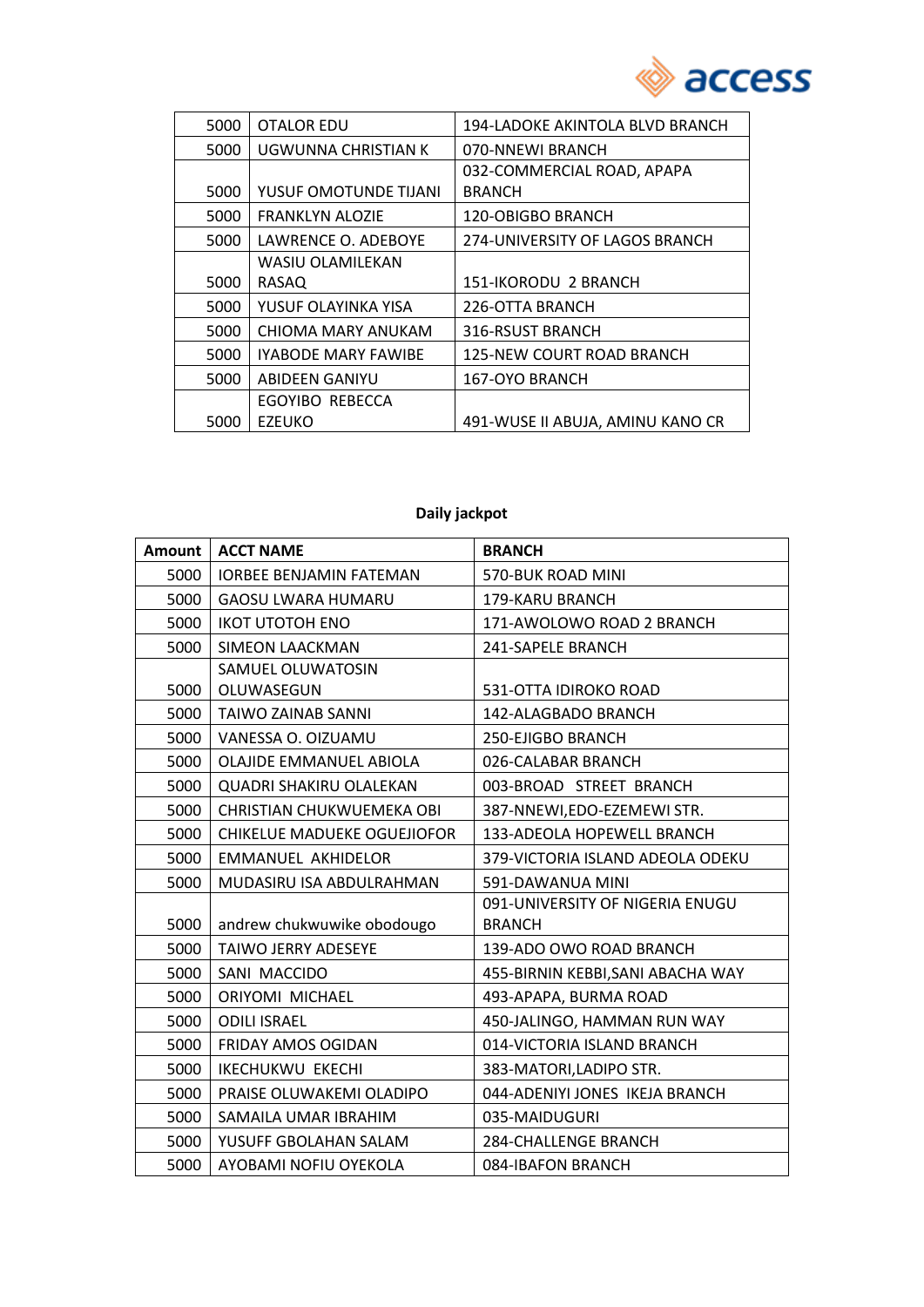| | | |
|---|---|---|
| 5000 | OTALOR EDU | 194-LADOKE AKINTOLA BLVD BRANCH |
| 5000 | UGWUNNA CHRISTIAN K | 070-NNEWI BRANCH |
| 5000 | YUSUF OMOTUNDE TIJANI | 032-COMMERCIAL ROAD, APAPA BRANCH |
| 5000 | FRANKLYN ALOZIE | 120-OBIGBO BRANCH |
| 5000 | LAWRENCE O. ADEBOYE | 274-UNIVERSITY OF LAGOS BRANCH |
| 5000 | WASIU OLAMILEKAN RASAQ | 151-IKORODU 2 BRANCH |
| 5000 | YUSUF OLAYINKA YISA | 226-OTTA BRANCH |
| 5000 | CHIOMA MARY ANUKAM | 316-RSUST BRANCH |
| 5000 | IYABODE MARY FAWIBE | 125-NEW COURT ROAD BRANCH |
| 5000 | ABIDEEN GANIYU | 167-OYO BRANCH |
| 5000 | EGOYIBO REBECCA EZEUKO | 491-WUSE II ABUJA, AMINU KANO CR |

**Daily jackpot**

| Amount | ACCT NAME | BRANCH |
|---|---|---|
| 5000 | IORBEE BENJAMIN FATEMAN | 570-BUK ROAD MINI |
| 5000 | GAOSU LWARA HUMARU | 179-KARU BRANCH |
| 5000 | IKOT UTOTOH ENO | 171-AWOLOWO ROAD 2 BRANCH |
| 5000 | SIMEON LAACKMAN | 241-SAPELE BRANCH |
| 5000 | SAMUEL OLUWATOSIN OLUWASEGUN | 531-OTTA IDIROKO ROAD |
| 5000 | TAIWO ZAINAB SANNI | 142-ALAGBADO BRANCH |
| 5000 | VANESSA O. OIZUAMU | 250-EJIGBO BRANCH |
| 5000 | OLAJIDE EMMANUEL ABIOLA | 026-CALABAR BRANCH |
| 5000 | QUADRI SHAKIRU OLALEKAN | 003-BROAD STREET BRANCH |
| 5000 | CHRISTIAN CHUKWUEMEKA OBI | 387-NNEWI,EDO-EZEMEWI STR. |
| 5000 | CHIKELUE MADUEKE OGUEJIOFOR | 133-ADEOLA HOPEWELL BRANCH |
| 5000 | EMMANUEL AKHIDELOR | 379-VICTORIA ISLAND ADEOLA ODEKU |
| 5000 | MUDASIRU ISA ABDULRAHMAN | 591-DAWANUA MINI |
| 5000 | andrew chukwuwike obodougo | 091-UNIVERSITY OF NIGERIA ENUGU BRANCH |
| 5000 | TAIWO JERRY ADESEYE | 139-ADO OWO ROAD BRANCH |
| 5000 | SANI MACCIDO | 455-BIRNIN KEBBI,SANI ABACHA WAY |
| 5000 | ORIYOMI MICHAEL | 493-APAPA, BURMA ROAD |
| 5000 | ODILI ISRAEL | 450-JALINGO, HAMMAN RUN WAY |
| 5000 | FRIDAY AMOS OGIDAN | 014-VICTORIA ISLAND BRANCH |
| 5000 | IKECHUKWU EKECHI | 383-MATORI,LADIPO STR. |
| 5000 | PRAISE OLUWAKEMI OLADIPO | 044-ADENIYI JONES IKEJA BRANCH |
| 5000 | SAMAILA UMAR IBRAHIM | 035-MAIDUGURI |
| 5000 | YUSUFF GBOLAHAN SALAM | 284-CHALLENGE BRANCH |
| 5000 | AYOBAMI NOFIU OYEKOLA | 084-IBAFON BRANCH |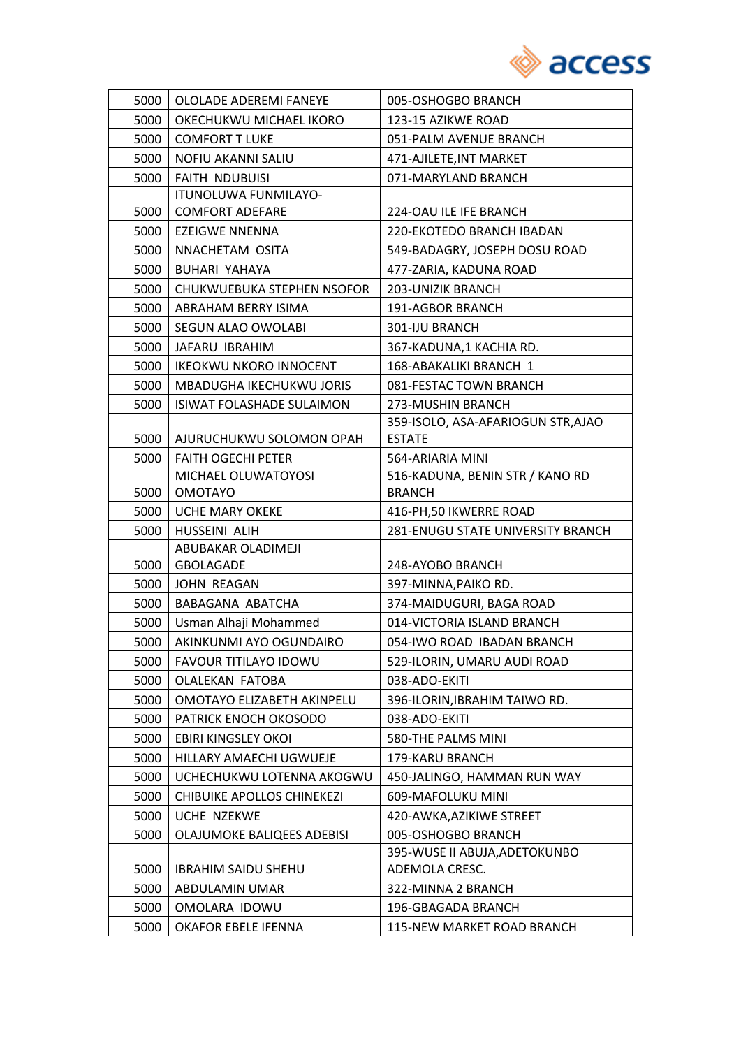| 5000 | OLOLADE ADEREMI FANEYE | 005-OSHOGBO BRANCH |
|---|---|---|
| 5000 | OKECHUKWU MICHAEL IKORO | 123-15 AZIKWE ROAD |
| 5000 | COMFORT T LUKE | 051-PALM AVENUE BRANCH |
| 5000 | NOFIU AKANNI SALIU | 471-AJILETE,INT MARKET |
| 5000 | FAITH NDUBUISI | 071-MARYLAND BRANCH |
| 5000 | ITUNOLUWA FUNMILAYO-COMFORT ADEFARE | 224-OAU ILE IFE BRANCH |
| 5000 | EZEIGWE NNENNA | 220-EKOTEDO BRANCH IBADAN |
| 5000 | NNACHETAM OSITA | 549-BADAGRY, JOSEPH DOSU ROAD |
| 5000 | BUHARI YAHAYA | 477-ZARIA, KADUNA ROAD |
| 5000 | CHUKWUEBUKA STEPHEN NSOFOR | 203-UNIZIK BRANCH |
| 5000 | ABRAHAM BERRY ISIMA | 191-AGBOR BRANCH |
| 5000 | SEGUN ALAO OWOLABI | 301-IJU BRANCH |
| 5000 | JAFARU IBRAHIM | 367-KADUNA,1 KACHIA RD. |
| 5000 | IKEOKWU NKORO INNOCENT | 168-ABAKALIKI BRANCH 1 |
| 5000 | MBADUGHA IKECHUKWU JORIS | 081-FESTAC TOWN BRANCH |
| 5000 | ISIWAT FOLASHADE SULAIMON | 273-MUSHIN BRANCH |
| 5000 | AJURUCHUKWU SOLOMON OPAH | 359-ISOLO, ASA-AFARIOGUN STR,AJAO ESTATE |
| 5000 | FAITH OGECHI PETER | 564-ARIARIA MINI |
| 5000 | MICHAEL OLUWATOYOSI OMOTAYO | 516-KADUNA, BENIN STR / KANO RD BRANCH |
| 5000 | UCHE MARY OKEKE | 416-PH,50 IKWERRE ROAD |
| 5000 | HUSSEINI ALIH | 281-ENUGU STATE UNIVERSITY BRANCH |
| 5000 | ABUBAKAR OLADIMEJI GBOLAGADE | 248-AYOBO BRANCH |
| 5000 | JOHN REAGAN | 397-MINNA,PAIKO RD. |
| 5000 | BABAGANA ABATCHA | 374-MAIDUGURI, BAGA ROAD |
| 5000 | Usman Alhaji Mohammed | 014-VICTORIA ISLAND BRANCH |
| 5000 | AKINKUNMI AYO OGUNDAIRO | 054-IWO ROAD IBADAN BRANCH |
| 5000 | FAVOUR TITILAYO IDOWU | 529-ILORIN, UMARU AUDI ROAD |
| 5000 | OLALEKAN FATOBA | 038-ADO-EKITI |
| 5000 | OMOTAYO ELIZABETH AKINPELU | 396-ILORIN,IBRAHIM TAIWO RD. |
| 5000 | PATRICK ENOCH OKOSODO | 038-ADO-EKITI |
| 5000 | EBIRI KINGSLEY OKOI | 580-THE PALMS MINI |
| 5000 | HILLARY AMAECHI UGWUEJE | 179-KARU BRANCH |
| 5000 | UCHECHUKWU LOTENNA AKOGWU | 450-JALINGO, HAMMAN RUN WAY |
| 5000 | CHIBUIKE APOLLOS CHINEKEZI | 609-MAFOLUKU MINI |
| 5000 | UCHE NZEKWE | 420-AWKA,AZIKIWE STREET |
| 5000 | OLAJUMOKE BALIQEES ADEBISI | 005-OSHOGBO BRANCH |
| 5000 | IBRAHIM SAIDU SHEHU | 395-WUSE II ABUJA,ADETOKUNBO ADEMOLA CRESC. |
| 5000 | ABDULAMIN UMAR | 322-MINNA 2 BRANCH |
| 5000 | OMOLARA IDOWU | 196-GBAGADA BRANCH |
| 5000 | OKAFOR EBELE IFENNA | 115-NEW MARKET ROAD BRANCH |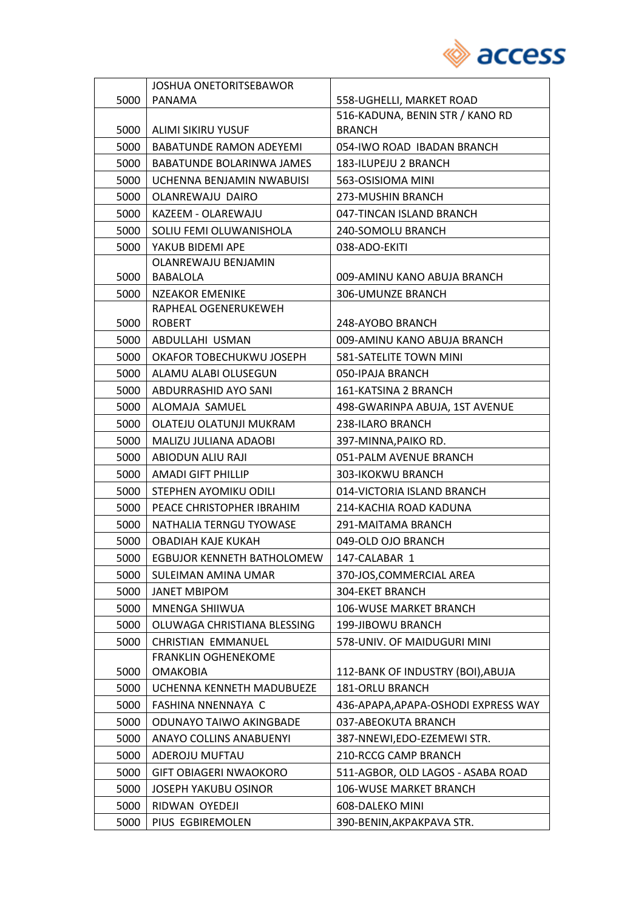| | | |
|---|---|---|
| 5000 | JOSHUA ONETORITSEBAWOR PANAMA | 558-UGHELLI, MARKET ROAD |
| 5000 | ALIMI SIKIRU YUSUF | 516-KADUNA, BENIN STR / KANO RD BRANCH |
| 5000 | BABATUNDE RAMON ADEYEMI | 054-IWO ROAD IBADAN BRANCH |
| 5000 | BABATUNDE BOLARINWA JAMES | 183-ILUPEJU 2 BRANCH |
| 5000 | UCHENNA BENJAMIN NWABUISI | 563-OSISIOMA MINI |
| 5000 | OLANREWAJU DAIRO | 273-MUSHIN BRANCH |
| 5000 | KAZEEM - OLAREWAJU | 047-TINCAN ISLAND BRANCH |
| 5000 | SOLIU FEMI OLUWANISHOLA | 240-SOMOLU BRANCH |
| 5000 | YAKUB BIDEMI APE | 038-ADO-EKITI |
| 5000 | OLANREWAJU BENJAMIN BABALOLA | 009-AMINU KANO ABUJA BRANCH |
| 5000 | NZEAKOR EMENIKE | 306-UMUNZE BRANCH |
| 5000 | RAPHEAL OGENERUKEWEH ROBERT | 248-AYOBO BRANCH |
| 5000 | ABDULLAHI USMAN | 009-AMINU KANO ABUJA BRANCH |
| 5000 | OKAFOR TOBECHUKWU JOSEPH | 581-SATELITE TOWN MINI |
| 5000 | ALAMU ALABI OLUSEGUN | 050-IPAJA BRANCH |
| 5000 | ABDURRASHID AYO SANI | 161-KATSINA 2 BRANCH |
| 5000 | ALOMAJA SAMUEL | 498-GWARINPA ABUJA, 1ST AVENUE |
| 5000 | OLATEJU OLATUNJI MUKRAM | 238-ILARO BRANCH |
| 5000 | MALIZU JULIANA ADAOBI | 397-MINNA,PAIKO RD. |
| 5000 | ABIODUN ALIU RAJI | 051-PALM AVENUE BRANCH |
| 5000 | AMADI GIFT PHILLIP | 303-IKOKWU BRANCH |
| 5000 | STEPHEN AYOMIKU ODILI | 014-VICTORIA ISLAND BRANCH |
| 5000 | PEACE CHRISTOPHER IBRAHIM | 214-KACHIA ROAD KADUNA |
| 5000 | NATHALIA TERNGU TYOWASE | 291-MAITAMA BRANCH |
| 5000 | OBADIAH KAJE KUKAH | 049-OLD OJO BRANCH |
| 5000 | EGBUJOR KENNETH BATHOLOMEW | 147-CALABAR 1 |
| 5000 | SULEIMAN AMINA UMAR | 370-JOS,COMMERCIAL AREA |
| 5000 | JANET MBIPOM | 304-EKET BRANCH |
| 5000 | MNENGA SHIIWUA | 106-WUSE MARKET BRANCH |
| 5000 | OLUWAGA CHRISTIANA BLESSING | 199-JIBOWU BRANCH |
| 5000 | CHRISTIAN EMMANUEL | 578-UNIV. OF MAIDUGURI MINI |
| 5000 | FRANKLIN OGHENEKOME OMAKOBIA | 112-BANK OF INDUSTRY (BOI),ABUJA |
| 5000 | UCHENNA KENNETH MADUBUEZE | 181-ORLU BRANCH |
| 5000 | FASHINA NNENNAYA C | 436-APAPA,APAPA-OSHODI EXPRESS WAY |
| 5000 | ODUNAYO TAIWO AKINGBADE | 037-ABEOKUTA BRANCH |
| 5000 | ANAYO COLLINS ANABUENYI | 387-NNEWI,EDO-EZEMEWI STR. |
| 5000 | ADEROJU MUFTAU | 210-RCCG CAMP BRANCH |
| 5000 | GIFT OBIAGERI NWAOKORO | 511-AGBOR, OLD LAGOS - ASABA ROAD |
| 5000 | JOSEPH YAKUBU OSINOR | 106-WUSE MARKET BRANCH |
| 5000 | RIDWAN OYEDEJI | 608-DALEKO MINI |
| 5000 | PIUS EGBIREMOLEN | 390-BENIN,AKPAKPAVA STR. |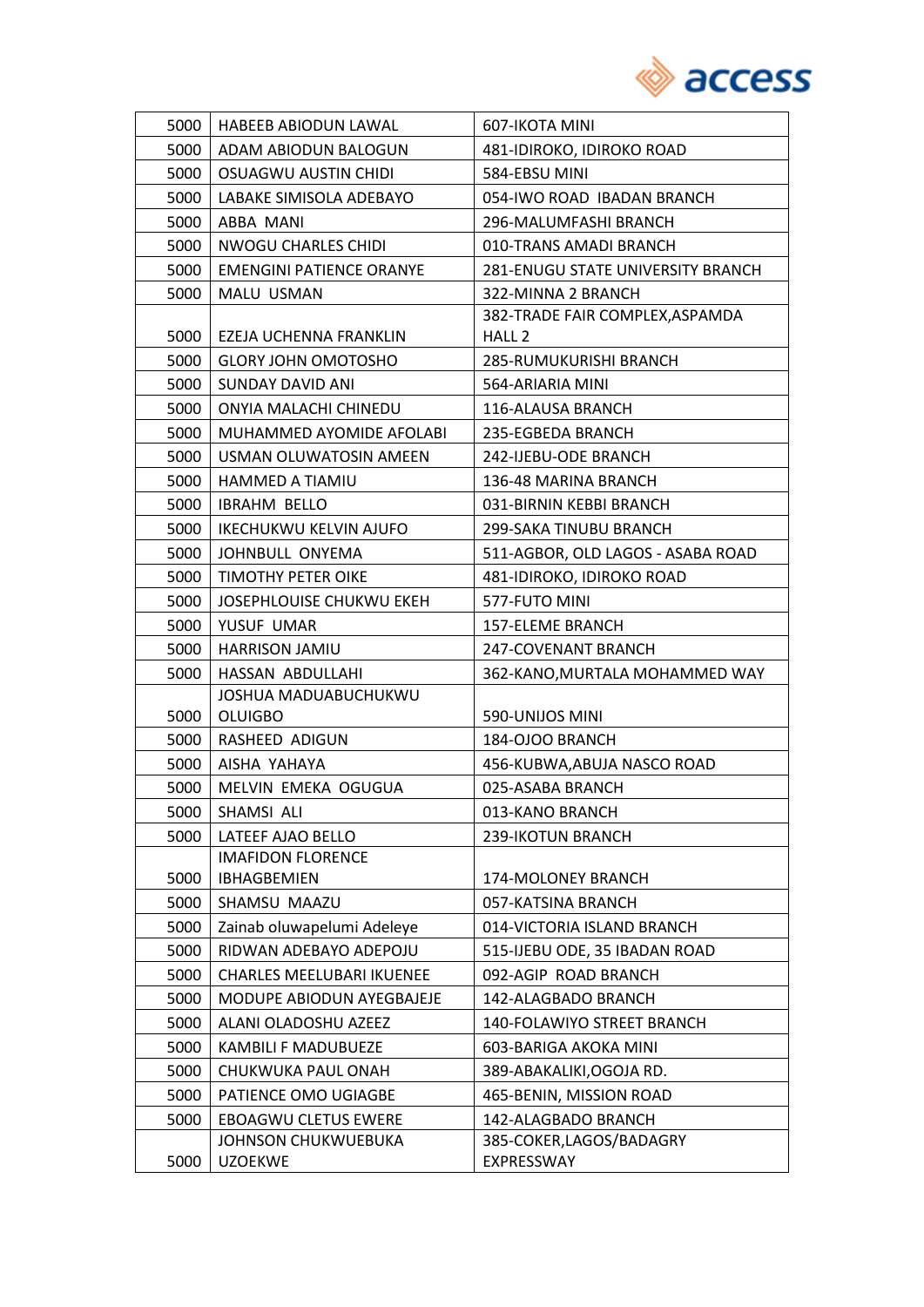| | | |
|---|---|---|
| 5000 | HABEEB ABIODUN LAWAL | 607-IKOTA MINI |
| 5000 | ADAM ABIODUN BALOGUN | 481-IDIROKO, IDIROKO ROAD |
| 5000 | OSUAGWU AUSTIN CHIDI | 584-EBSU MINI |
| 5000 | LABAKE SIMISOLA ADEBAYO | 054-IWO ROAD IBADAN BRANCH |
| 5000 | ABBA MANI | 296-MALUMFASHI BRANCH |
| 5000 | NWOGU CHARLES CHIDI | 010-TRANS AMADI BRANCH |
| 5000 | EMENGINI PATIENCE ORANYE | 281-ENUGU STATE UNIVERSITY BRANCH |
| 5000 | MALU USMAN | 322-MINNA 2 BRANCH |
| 5000 | EZEJA UCHENNA FRANKLIN | 382-TRADE FAIR COMPLEX,ASPAMDA HALL 2 |
| 5000 | GLORY JOHN OMOTOSHO | 285-RUMUKURISHI BRANCH |
| 5000 | SUNDAY DAVID ANI | 564-ARIARIA MINI |
| 5000 | ONYIA MALACHI CHINEDU | 116-ALAUSA BRANCH |
| 5000 | MUHAMMED AYOMIDE AFOLABI | 235-EGBEDA BRANCH |
| 5000 | USMAN OLUWATOSIN AMEEN | 242-IJEBU-ODE BRANCH |
| 5000 | HAMMED A TIAMIU | 136-48 MARINA BRANCH |
| 5000 | IBRAHM BELLO | 031-BIRNIN KEBBI BRANCH |
| 5000 | IKECHUKWU KELVIN AJUFO | 299-SAKA TINUBU BRANCH |
| 5000 | JOHNBULL ONYEMA | 511-AGBOR, OLD LAGOS - ASABA ROAD |
| 5000 | TIMOTHY PETER OIKE | 481-IDIROKO, IDIROKO ROAD |
| 5000 | JOSEPHLOUISE CHUKWU EKEH | 577-FUTO MINI |
| 5000 | YUSUF UMAR | 157-ELEME BRANCH |
| 5000 | HARRISON JAMIU | 247-COVENANT BRANCH |
| 5000 | HASSAN ABDULLAHI | 362-KANO,MURTALA MOHAMMED WAY |
| 5000 | JOSHUA MADUABUCHUKWU OLUIGBO | 590-UNIJOS MINI |
| 5000 | RASHEED ADIGUN | 184-OJOO BRANCH |
| 5000 | AISHA YAHAYA | 456-KUBWA,ABUJA NASCO ROAD |
| 5000 | MELVIN EMEKA OGUGUA | 025-ASABA BRANCH |
| 5000 | SHAMSI ALI | 013-KANO BRANCH |
| 5000 | LATEEF AJAO BELLO | 239-IKOTUN BRANCH |
| 5000 | IMAFIDON FLORENCE IBHAGBEMIEN | 174-MOLONEY BRANCH |
| 5000 | SHAMSU MAAZU | 057-KATSINA BRANCH |
| 5000 | Zainab oluwapelumi Adeleye | 014-VICTORIA ISLAND BRANCH |
| 5000 | RIDWAN ADEBAYO ADEPOJU | 515-IJEBU ODE, 35 IBADAN ROAD |
| 5000 | CHARLES MEELUBARI IKUENEE | 092-AGIP ROAD BRANCH |
| 5000 | MODUPE ABIODUN AYEGBAJEJE | 142-ALAGBADO BRANCH |
| 5000 | ALANI OLADOSHU AZEEZ | 140-FOLAWIYO STREET BRANCH |
| 5000 | KAMBILI F MADUBUEZE | 603-BARIGA AKOKA MINI |
| 5000 | CHUKWUKA PAUL ONAH | 389-ABAKALIKI,OGOJA RD. |
| 5000 | PATIENCE OMO UGIAGBE | 465-BENIN, MISSION ROAD |
| 5000 | EBOAGWU CLETUS EWERE | 142-ALAGBADO BRANCH |
| 5000 | JOHNSON CHUKWUEBUKA UZOEKWE | 385-COKER,LAGOS/BADAGRY EXPRESSWAY |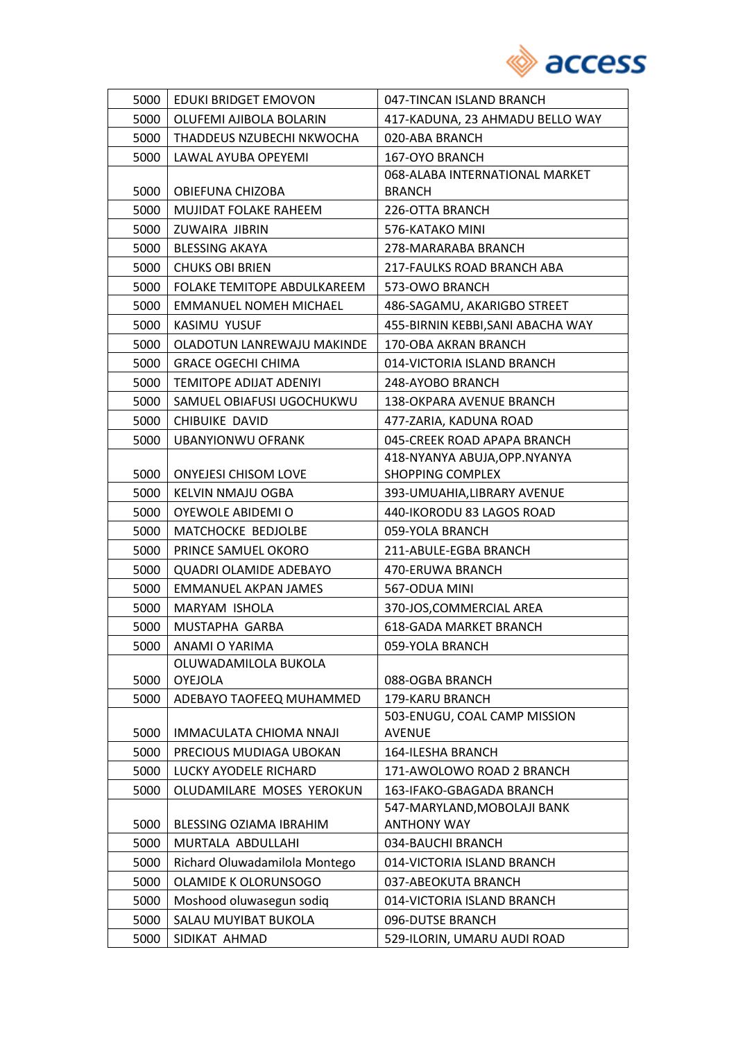| 5000 | EDUKI BRIDGET EMOVON | 047-TINCAN ISLAND BRANCH |
|---|---|---|
| 5000 | OLUFEMI AJIBOLA BOLARIN | 417-KADUNA, 23 AHMADU BELLO WAY |
| 5000 | THADDEUS NZUBECHI NKWOCHA | 020-ABA BRANCH |
| 5000 | LAWAL AYUBA OPEYEMI | 167-OYO BRANCH |
| 5000 | OBIEFUNA CHIZOBA | 068-ALABA INTERNATIONAL MARKET BRANCH |
| 5000 | MUJIDAT FOLAKE RAHEEM | 226-OTTA BRANCH |
| 5000 | ZUWAIRA JIBRIN | 576-KATAKO MINI |
| 5000 | BLESSING AKAYA | 278-MARARABA BRANCH |
| 5000 | CHUKS OBI BRIEN | 217-FAULKS ROAD BRANCH ABA |
| 5000 | FOLAKE TEMITOPE ABDULKAREEM | 573-OWO BRANCH |
| 5000 | EMMANUEL NOMEH MICHAEL | 486-SAGAMU, AKARIGBO STREET |
| 5000 | KASIMU YUSUF | 455-BIRNIN KEBBI,SANI ABACHA WAY |
| 5000 | OLADOTUN LANREWAJU MAKINDE | 170-OBA AKRAN BRANCH |
| 5000 | GRACE OGECHI CHIMA | 014-VICTORIA ISLAND BRANCH |
| 5000 | TEMITOPE ADIJAT ADENIYI | 248-AYOBO BRANCH |
| 5000 | SAMUEL OBIAFUSI UGOCHUKWU | 138-OKPARA AVENUE BRANCH |
| 5000 | CHIBUIKE DAVID | 477-ZARIA, KADUNA ROAD |
| 5000 | UBANYIONWU OFRANK | 045-CREEK ROAD APAPA BRANCH |
| 5000 | ONYEJESI CHISOM LOVE | 418-NYANYA ABUJA,OPP.NYANYA SHOPPING COMPLEX |
| 5000 | KELVIN NMAJU OGBA | 393-UMUAHIA,LIBRARY AVENUE |
| 5000 | OYEWOLE ABIDEMI O | 440-IKORODU 83 LAGOS ROAD |
| 5000 | MATCHOCKE BEDJOLBE | 059-YOLA BRANCH |
| 5000 | PRINCE SAMUEL OKORO | 211-ABULE-EGBA BRANCH |
| 5000 | QUADRI OLAMIDE ADEBAYO | 470-ERUWA BRANCH |
| 5000 | EMMANUEL AKPAN JAMES | 567-ODUA MINI |
| 5000 | MARYAM ISHOLA | 370-JOS,COMMERCIAL AREA |
| 5000 | MUSTAPHA GARBA | 618-GADA MARKET BRANCH |
| 5000 | ANAMI O YARIMA | 059-YOLA BRANCH |
| 5000 | OLUWADAMILOLA BUKOLA OYEJOLA | 088-OGBA BRANCH |
| 5000 | ADEBAYO TAOFEEQ MUHAMMED | 179-KARU BRANCH |
| 5000 | IMMACULATA CHIOMA NNAJI | 503-ENUGU, COAL CAMP MISSION AVENUE |
| 5000 | PRECIOUS MUDIAGA UBOKAN | 164-ILESHA BRANCH |
| 5000 | LUCKY AYODELE RICHARD | 171-AWOLOWO ROAD 2 BRANCH |
| 5000 | OLUDAMILARE MOSES YEROKUN | 163-IFAKO-GBAGADA BRANCH |
| 5000 | BLESSING OZIAMA IBRAHIM | 547-MARYLAND,MOBOLAJI BANK ANTHONY WAY |
| 5000 | MURTALA ABDULLAHI | 034-BAUCHI BRANCH |
| 5000 | Richard Oluwadamilola Montego | 014-VICTORIA ISLAND BRANCH |
| 5000 | OLAMIDE K OLORUNSOGO | 037-ABEOKUTA BRANCH |
| 5000 | Moshood oluwasegun sodiq | 014-VICTORIA ISLAND BRANCH |
| 5000 | SALAU MUYIBAT BUKOLA | 096-DUTSE BRANCH |
| 5000 | SIDIKAT AHMAD | 529-ILORIN, UMARU AUDI ROAD |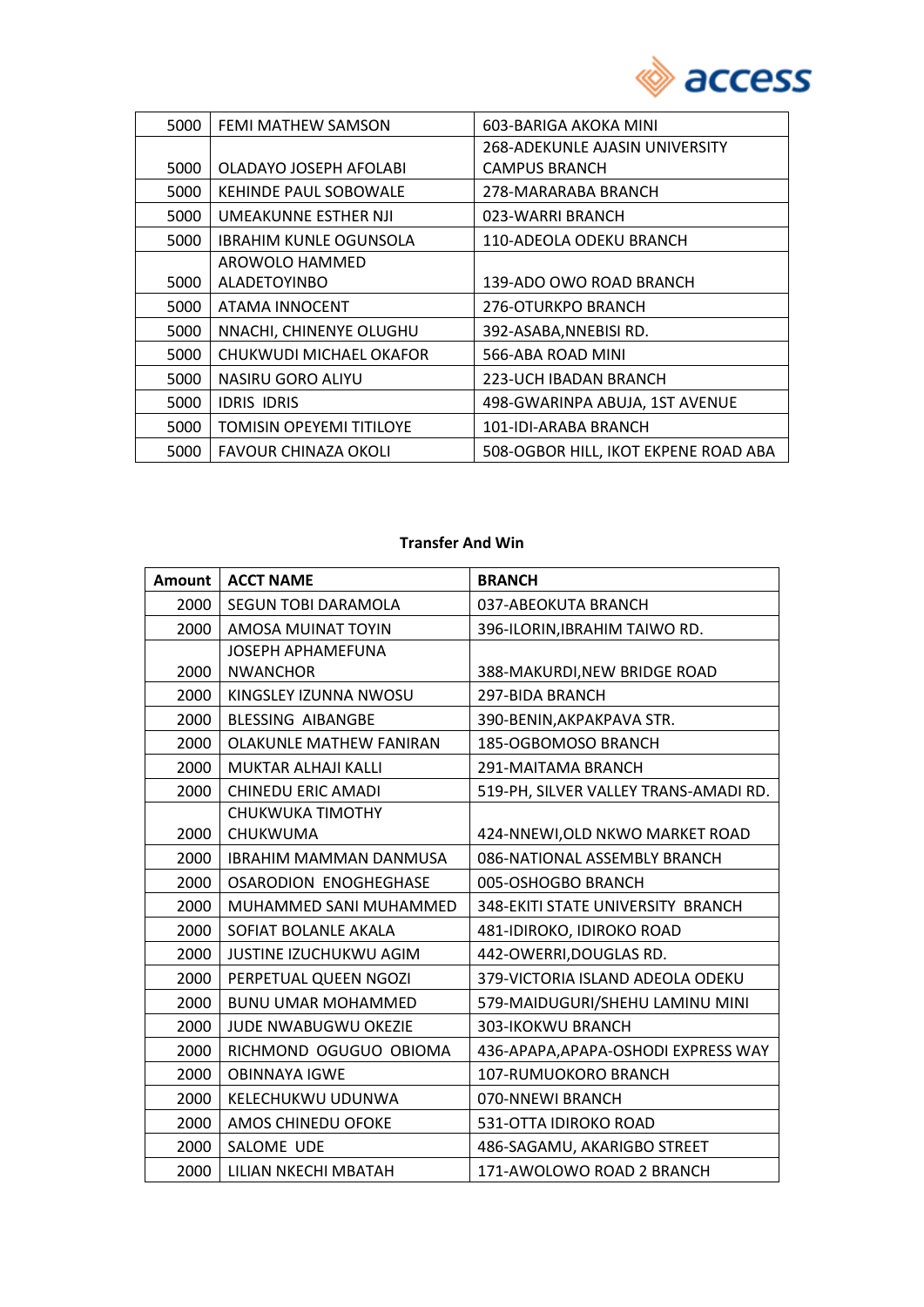| | | |
|---|---|---|
| 5000 | FEMI MATHEW SAMSON | 603-BARIGA AKOKA MINI |
| 5000 | OLADAYO JOSEPH AFOLABI | 268-ADEKUNLE AJASIN UNIVERSITY CAMPUS BRANCH |
| 5000 | KEHINDE PAUL SOBOWALE | 278-MARARABA BRANCH |
| 5000 | UMEAKUNNE ESTHER NJI | 023-WARRI BRANCH |
| 5000 | IBRAHIM KUNLE OGUNSOLA | 110-ADEOLA ODEKU BRANCH |
| 5000 | AROWOLO HAMMED ALADETOYINBO | 139-ADO OWO ROAD BRANCH |
| 5000 | ATAMA INNOCENT | 276-OTURKPO BRANCH |
| 5000 | NNACHI, CHINENYE OLUGHU | 392-ASABA,NNEBISI RD. |
| 5000 | CHUKWUDI MICHAEL OKAFOR | 566-ABA ROAD MINI |
| 5000 | NASIRU GORO ALIYU | 223-UCH IBADAN BRANCH |
| 5000 | IDRIS IDRIS | 498-GWARINPA ABUJA, 1ST AVENUE |
| 5000 | TOMISIN OPEYEMI TITILOYE | 101-IDI-ARABA BRANCH |
| 5000 | FAVOUR CHINAZA OKOLI | 508-OGBOR HILL, IKOT EKPENE ROAD ABA |

**Transfer And Win**

| Amount | ACCT NAME | BRANCH |
|---|---|---|
| 2000 | SEGUN TOBI DARAMOLA | 037-ABEOKUTA BRANCH |
| 2000 | AMOSA MUINAT TOYIN | 396-ILORIN,IBRAHIM TAIWO RD. |
| 2000 | JOSEPH APHAMEFUNA NWANCHOR | 388-MAKURDI,NEW BRIDGE ROAD |
| 2000 | KINGSLEY IZUNNA NWOSU | 297-BIDA BRANCH |
| 2000 | BLESSING AIBANGBE | 390-BENIN,AKPAKPAVA STR. |
| 2000 | OLAKUNLE MATHEW FANIRAN | 185-OGBOMOSO BRANCH |
| 2000 | MUKTAR ALHAJI KALLI | 291-MAITAMA BRANCH |
| 2000 | CHINEDU ERIC AMADI | 519-PH, SILVER VALLEY TRANS-AMADI RD. |
| 2000 | CHUKWUKA TIMOTHY CHUKWUMA | 424-NNEWI,OLD NKWO MARKET ROAD |
| 2000 | IBRAHIM MAMMAN DANMUSA | 086-NATIONAL ASSEMBLY BRANCH |
| 2000 | OSARODION ENOGHEGHASE | 005-OSHOGBO BRANCH |
| 2000 | MUHAMMED SANI MUHAMMED | 348-EKITI STATE UNIVERSITY BRANCH |
| 2000 | SOFIAT BOLANLE AKALA | 481-IDIROKO, IDIROKO ROAD |
| 2000 | JUSTINE IZUCHUKWU AGIM | 442-OWERRI,DOUGLAS RD. |
| 2000 | PERPETUAL QUEEN NGOZI | 379-VICTORIA ISLAND ADEOLA ODEKU |
| 2000 | BUNU UMAR MOHAMMED | 579-MAIDUGURI/SHEHU LAMINU MINI |
| 2000 | JUDE NWABUGWU OKEZIE | 303-IKOKWU BRANCH |
| 2000 | RICHMOND OGUGUO OBIOMA | 436-APAPA,APAPA-OSHODI EXPRESS WAY |
| 2000 | OBINNAYA IGWE | 107-RUMUOKORO BRANCH |
| 2000 | KELECHUKWU UDUNWA | 070-NNEWI BRANCH |
| 2000 | AMOS CHINEDU OFOKE | 531-OTTA IDIROKO ROAD |
| 2000 | SALOME UDE | 486-SAGAMU, AKARIGBO STREET |
| 2000 | LILIAN NKECHI MBATAH | 171-AWOLOWO ROAD 2 BRANCH |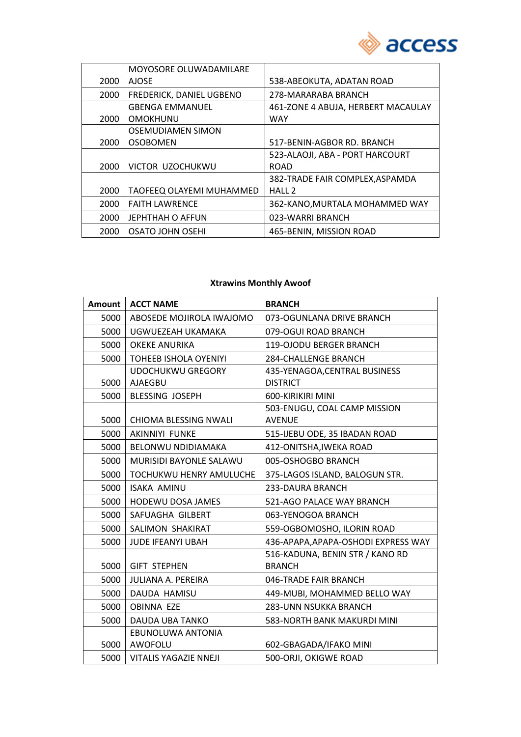| | | |
|---|---|---|
| 2000 | MOYOSORE OLUWADAMILARE AJOSE | 538-ABEOKUTA, ADATAN ROAD |
| 2000 | FREDERICK, DANIEL UGBENO | 278-MARARABA BRANCH |
| 2000 | GBENGA EMMANUEL OMOKHUNU | 461-ZONE 4 ABUJA, HERBERT MACAULAY WAY |
| 2000 | OSEMUDIAMEN SIMON OSOBOMEN | 517-BENIN-AGBOR RD. BRANCH |
| 2000 | VICTOR UZOCHUKWU | 523-ALAOJI, ABA - PORT HARCOURT ROAD |
| 2000 | TAOFEEQ OLAYEMI MUHAMMED | 382-TRADE FAIR COMPLEX,ASPAMDA HALL 2 |
| 2000 | FAITH LAWRENCE | 362-KANO,MURTALA MOHAMMED WAY |
| 2000 | JEPHTHAH O AFFUN | 023-WARRI BRANCH |
| 2000 | OSATO JOHN OSEHI | 465-BENIN, MISSION ROAD |

**Xtrawins Monthly Awoof**

| Amount | ACCT NAME | BRANCH |
|---|---|---|
| 5000 | ABOSEDE MOJIROLA IWAJOMO | 073-OGUNLANA DRIVE BRANCH |
| 5000 | UGWUEZEAH UKAMAKA | 079-OGUI ROAD BRANCH |
| 5000 | OKEKE ANURIKA | 119-OJODU BERGER BRANCH |
| 5000 | TOHEEB ISHOLA OYENIYI | 284-CHALLENGE BRANCH |
| 5000 | UDOCHUKWU GREGORY AJAEGBU | 435-YENAGOA,CENTRAL BUSINESS DISTRICT |
| 5000 | BLESSING JOSEPH | 600-KIRIKIRI MINI |
| 5000 | CHIOMA BLESSING NWALI | 503-ENUGU, COAL CAMP MISSION AVENUE |
| 5000 | AKINNIYI FUNKE | 515-IJEBU ODE, 35 IBADAN ROAD |
| 5000 | BELONWU NDIDIAMAKA | 412-ONITSHA,IWEKA ROAD |
| 5000 | MURISIDI BAYONLE SALAWU | 005-OSHOGBO BRANCH |
| 5000 | TOCHUKWU HENRY AMULUCHE | 375-LAGOS ISLAND, BALOGUN STR. |
| 5000 | ISAKA AMINU | 233-DAURA BRANCH |
| 5000 | HODEWU DOSA JAMES | 521-AGO PALACE WAY BRANCH |
| 5000 | SAFUAGHA GILBERT | 063-YENOGOA BRANCH |
| 5000 | SALIMON SHAKIRAT | 559-OGBOMOSHO, ILORIN ROAD |
| 5000 | JUDE IFEANYI UBAH | 436-APAPA,APAPA-OSHODI EXPRESS WAY |
| 5000 | GIFT STEPHEN | 516-KADUNA, BENIN STR / KANO RD BRANCH |
| 5000 | JULIANA A. PEREIRA | 046-TRADE FAIR BRANCH |
| 5000 | DAUDA HAMISU | 449-MUBI, MOHAMMED BELLO WAY |
| 5000 | OBINNA EZE | 283-UNN NSUKKA BRANCH |
| 5000 | DAUDA UBA TANKO | 583-NORTH BANK MAKURDI MINI |
| 5000 | EBUNOLUWA ANTONIA AWOFOLU | 602-GBAGADA/IFAKO MINI |
| 5000 | VITALIS YAGAZIE NNEJI | 500-ORJI, OKIGWE ROAD |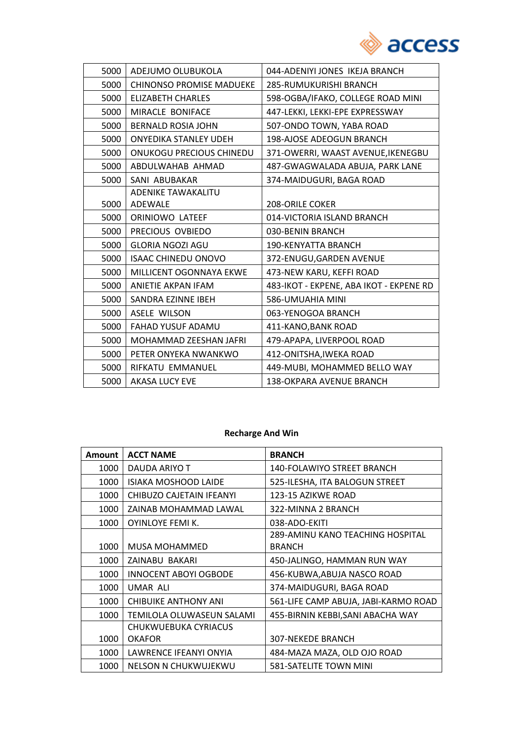| | | |
|---|---|---|
| 5000 | ADEJUMO OLUBUKOLA | 044-ADENIYI JONES IKEJA BRANCH |
| 5000 | CHINONSO PROMISE MADUEKE | 285-RUMUKURISHI BRANCH |
| 5000 | ELIZABETH CHARLES | 598-OGBA/IFAKO, COLLEGE ROAD MINI |
| 5000 | MIRACLE BONIFACE | 447-LEKKI, LEKKI-EPE EXPRESSWAY |
| 5000 | BERNALD ROSIA JOHN | 507-ONDO TOWN, YABA ROAD |
| 5000 | ONYEDIKA STANLEY UDEH | 198-AJOSE ADEOGUN BRANCH |
| 5000 | ONUKOGU PRECIOUS CHINEDU | 371-OWERRI, WAAST AVENUE,IKENEGBU |
| 5000 | ABDULWAHAB AHMAD | 487-GWAGWALADA ABUJA, PARK LANE |
| 5000 | SANI ABUBAKAR | 374-MAIDUGURI, BAGA ROAD |
| 5000 | ADENIKE TAWAKALITU ADEWALE | 208-ORILE COKER |
| 5000 | ORINIOWO LATEEF | 014-VICTORIA ISLAND BRANCH |
| 5000 | PRECIOUS OVBIEDO | 030-BENIN BRANCH |
| 5000 | GLORIA NGOZI AGU | 190-KENYATTA BRANCH |
| 5000 | ISAAC CHINEDU ONOVO | 372-ENUGU,GARDEN AVENUE |
| 5000 | MILLICENT OGONNAYA EKWE | 473-NEW KARU, KEFFI ROAD |
| 5000 | ANIETIE AKPAN IFAM | 483-IKOT - EKPENE, ABA IKOT - EKPENE RD |
| 5000 | SANDRA EZINNE IBEH | 586-UMUAHIA MINI |
| 5000 | ASELE WILSON | 063-YENOGOA BRANCH |
| 5000 | FAHAD YUSUF ADAMU | 411-KANO,BANK ROAD |
| 5000 | MOHAMMAD ZEESHAN JAFRI | 479-APAPA, LIVERPOOL ROAD |
| 5000 | PETER ONYEKA NWANKWO | 412-ONITSHA,IWEKA ROAD |
| 5000 | RIFKATU EMMANUEL | 449-MUBI, MOHAMMED BELLO WAY |
| 5000 | AKASA LUCY EVE | 138-OKPARA AVENUE BRANCH |

**Recharge And Win**

| Amount | ACCT NAME | BRANCH |
|---|---|---|
| 1000 | DAUDA ARIYO T | 140-FOLAWIYO STREET BRANCH |
| 1000 | ISIAKA MOSHOOD LAIDE | 525-ILESHA, ITA BALOGUN STREET |
| 1000 | CHIBUZO CAJETAIN IFEANYI | 123-15 AZIKWE ROAD |
| 1000 | ZAINAB MOHAMMAD LAWAL | 322-MINNA 2 BRANCH |
| 1000 | OYINLOYE FEMI K. | 038-ADO-EKITI |
| 1000 | MUSA MOHAMMED | 289-AMINU KANO TEACHING HOSPITAL BRANCH |
| 1000 | ZAINABU BAKARI | 450-JALINGO, HAMMAN RUN WAY |
| 1000 | INNOCENT ABOYI OGBODE | 456-KUBWA,ABUJA NASCO ROAD |
| 1000 | UMAR ALI | 374-MAIDUGURI, BAGA ROAD |
| 1000 | CHIBUIKE ANTHONY ANI | 561-LIFE CAMP ABUJA, JABI-KARMO ROAD |
| 1000 | TEMILOLA OLUWASEUN SALAMI | 455-BIRNIN KEBBI,SANI ABACHA WAY |
| 1000 | CHUKWUEBUKA CYRIACUS OKAFOR | 307-NEKEDE BRANCH |
| 1000 | LAWRENCE IFEANYI ONYIA | 484-MAZA MAZA, OLD OJO ROAD |
| 1000 | NELSON N CHUKWUJEKWU | 581-SATELITE TOWN MINI |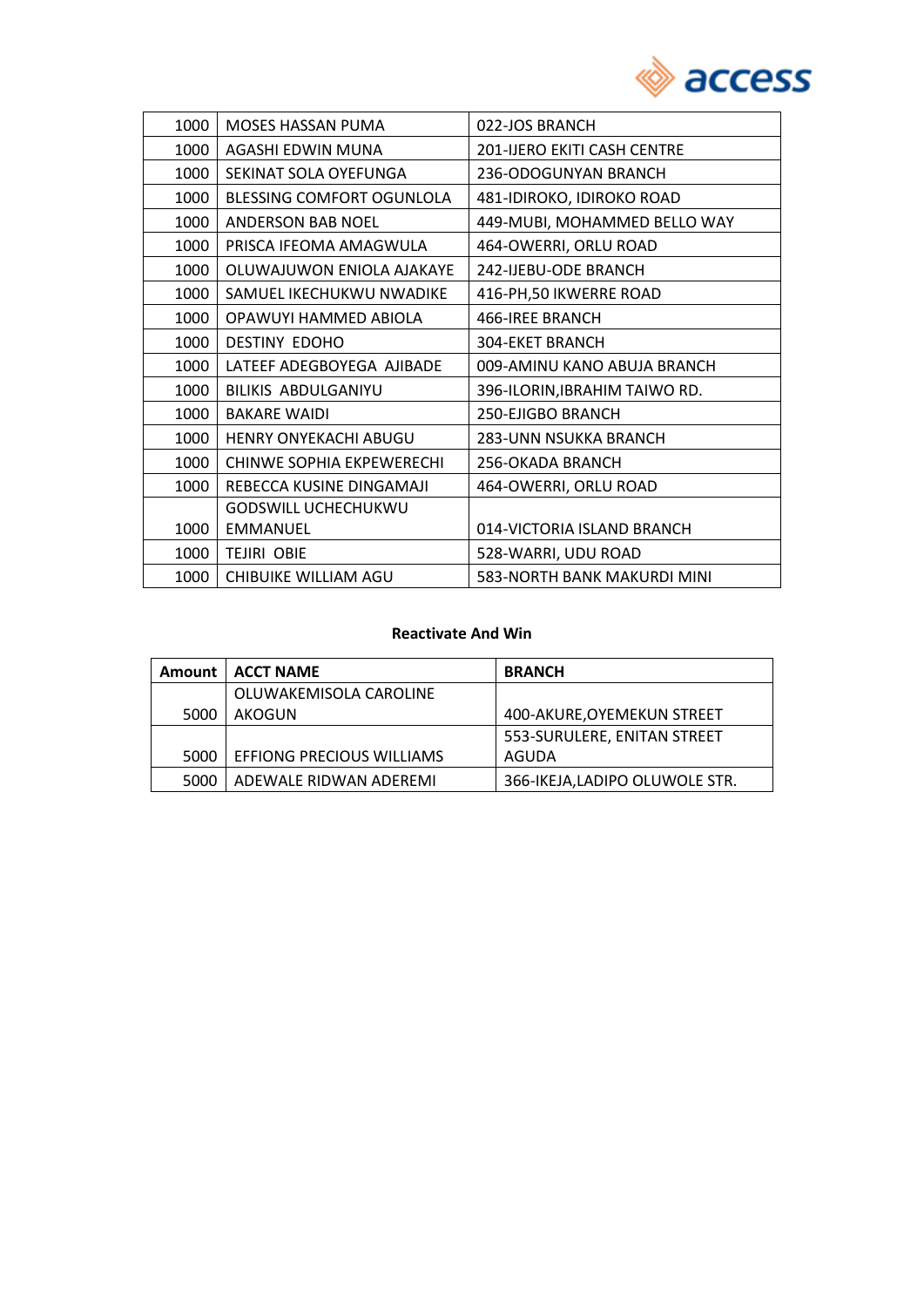| | | |
|---|---|---|
| 1000 | MOSES HASSAN PUMA | 022-JOS BRANCH |
| 1000 | AGASHI EDWIN MUNA | 201-IJERO EKITI CASH CENTRE |
| 1000 | SEKINAT SOLA OYEFUNGA | 236-ODOGUNYAN BRANCH |
| 1000 | BLESSING COMFORT OGUNLOLA | 481-IDIROKO, IDIROKO ROAD |
| 1000 | ANDERSON BAB NOEL | 449-MUBI, MOHAMMED BELLO WAY |
| 1000 | PRISCA IFEOMA AMAGWULA | 464-OWERRI, ORLU ROAD |
| 1000 | OLUWAJUWON ENIOLA AJAKAYE | 242-IJEBU-ODE BRANCH |
| 1000 | SAMUEL IKECHUKWU NWADIKE | 416-PH,50 IKWERRE ROAD |
| 1000 | OPAWUYI HAMMED ABIOLA | 466-IREE BRANCH |
| 1000 | DESTINY EDOHO | 304-EKET BRANCH |
| 1000 | LATEEF ADEGBOYEGA AJIBADE | 009-AMINU KANO ABUJA BRANCH |
| 1000 | BILIKIS ABDULGANIYU | 396-ILORIN,IBRAHIM TAIWO RD. |
| 1000 | BAKARE WAIDI | 250-EJIGBO BRANCH |
| 1000 | HENRY ONYEKACHI ABUGU | 283-UNN NSUKKA BRANCH |
| 1000 | CHINWE SOPHIA EKPEWERECHI | 256-OKADA BRANCH |
| 1000 | REBECCA KUSINE DINGAMAJI | 464-OWERRI, ORLU ROAD |
| 1000 | GODSWILL UCHECHUKWU EMMANUEL | 014-VICTORIA ISLAND BRANCH |
| 1000 | TEJIRI OBIE | 528-WARRI, UDU ROAD |
| 1000 | CHIBUIKE WILLIAM AGU | 583-NORTH BANK MAKURDI MINI |

**Reactivate And Win**

| Amount | ACCT NAME | BRANCH |
|---|---|---|
| 5000 | OLUWAKEMISOLA CAROLINE AKOGUN | 400-AKURE,OYEMEKUN STREET |
| 5000 | EFFIONG PRECIOUS WILLIAMS | 553-SURULERE, ENITAN STREET AGUDA |
| 5000 | ADEWALE RIDWAN ADEREMI | 366-IKEJA,LADIPO OLUWOLE STR. |